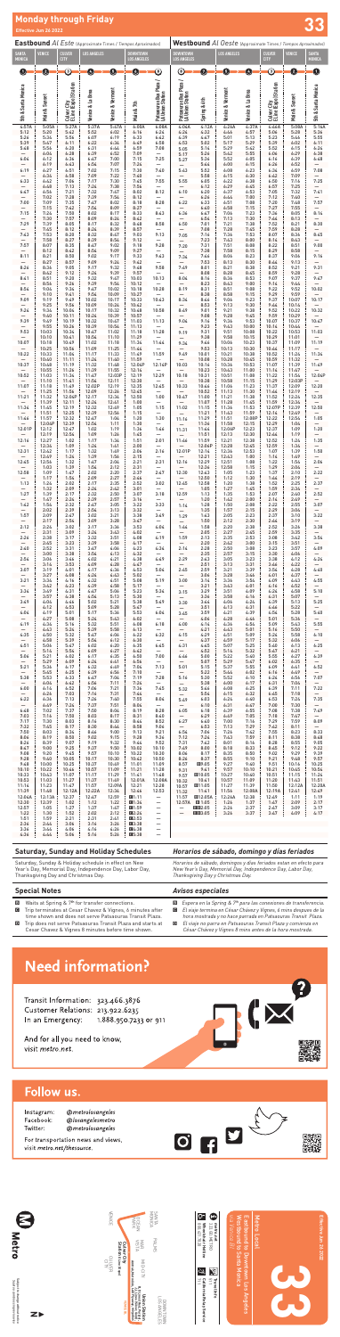# Monday through Friday

**Effective Jun 26 2022**

**33**

## Eastbound *Al Este (Approximate Times / Tiempos Aproximados)*

| SANTA MONICA | VENICE | CULVER CITY | LOS ANGELES | LOS ANGELES | DOWNTOWN LOS ANGELES | DOWNTOWN LOS ANGELES |
|---|---|---|---|---|---|---|
| 1 | 2 | 3 | 4 | 5 | 6 | 7 |
| 5th & Santa Monica | Walgrove Av | Culver City E Line Station | Venice & La Brea | Venice & Vermont | Main St | Patsaouras Plaza / LA Union Station |
| 4:51A | 5:08A | 5:21A | 5:37A | 5:49A | 6:08A | 6:08A |
| 5:12 | 5:30 | 5:43 | 6:02 | 6:14 | 6:26 | 6:36 |
| 5:26 | 5:44 | 5:58 | 6:17 | 6:29 | 6:44 | 6:44 |
| 5:39 | 5:53 | 6:11 | 6:22 | 6:34 | 6:48 | 6:58 |
| 5:50 | 6:08 | 6:21 | 6:37 | 6:49 | 7:00 | 7:08 |
| — | 6:19 | 6:33 | 6:49 | 7:01 | 7:14 | — |
| 6:04 | 6:12 | 6:34 | 6:47 | 7:00 | 7:15 | 7:25 |
| — | 6:36 | 6:50 | 7:06 | 7:18 | 7:33 | — |
| 6:33 | 6:42 | 6:56 | 7:12 | 7:25 | 7:40 | 7:50 |
| — | 6:48 | 7:02 | 7:18 | 7:32 | 7:46 | — |
| 6:47 | 6:54 | 7:11 | 7:27 | 7:42 | 8:02 | 8:12 |
| — | 7:02 | 7:20 | 7:34 | 7:50 | 8:09 | — |
| 7:00 | 7:09 | 7:25 | 7:41 | 7:57 | 8:18 | 8:28 |
| — | 7:15 | 7:33 | 7:50 | 8:06 | 8:27 | — |
| 7:15 | 7:24 | 7:38 | 7:56 | 8:13 | 8:33 | 8:43 |
| — | 7:30 | 7:47 | 8:05 | 8:22 | 8:42 | — |
| 7:28 | 7:36 | 7:53 | 8:11 | 8:28 | 8:48 | 8:58 |
| — | 7:45 | 8:02 | 8:20 | 8:37 | 8:57 | — |
| 7:43 | 7:53 | 8:10 | 8:28 | 8:45 | 9:03 | 9:13 |
| — | 7:58 | 8:15 | 8:34 | 8:51 | 9:10 | — |
| 7:56 | 8:05 | 8:22 | 8:40 | 8:57 | 9:15 | 9:25 |
| — | 8:12 | 8:29 | 8:47 | 9:04 | 9:22 | — |
| 8:11 | 8:21 | 8:38 | 8:55 | 9:12 | 9:29 | 9:39 |
| — | 8:29 | 8:46 | 9:04 | 9:21 | 9:38 | — |
| 8:26 | 8:36 | 8:53 | 9:11 | 9:28 | 9:46 | 9:58 |
| — | 8:47 | 9:04 | 9:22 | 9:39 | 9:57 | — |
| 8:41 | 8:51 | 9:08 | 9:26 | 9:43 | 10:01 | 10:11 |
| — | 9:02 | 9:19 | 9:37 | 9:54 | 10:12 | — |
| 8:56 | 9:06 | 9:23 | 9:41 | 9:58 | 10:16 | 10:26 |
| — | 9:17 | 9:34 | 9:52 | 10:09 | 10:27 | — |
| 9:09 | 9:19 | 9:36 | 9:54 | 10:11 | 10:29 | 10:39 |
| — | 9:32 | 9:49 | 10:07 | 10:24 | 10:42 | — |
| 9:24 | 9:34 | 9:51 | 10:09 | 10:26 | 10:44 | 10:54 |
| — | 9:47 | 10:04 | 10:22 | 10:39 | 10:57 | — |
| 9:39 | 9:49 | 10:06 | 10:24 | 10:41 | 10:59 | 11:09 |
| 10:07 | 10:18 | 10:37 | 10:55 | 11:12 | 11:31 | 11:41 |
| 10:22 | 10:33 | 10:52 | 11:10 | 11:27 | 11:46 | 11:56 |
| 10:37 | 10:48 | 11:07 | 11:25 | 11:42 | 12:01P | 12:11P |
| 10:52 | 11:03 | 11:22 | 11:40 | 11:57 | 12:16P | 12:26P |
| 11:07 | 11:18 | 11:37 | 11:55 | 12:12P | 12:31 | 12:41 |
| 11:22 | 11:33 | 11:52 | 12:10P | 12:27 | 12:46 | 12:56 |
| 11:37 | 11:48 | 12:07P | 12:25 | 12:42 | 1:01 | 1:11 |
| 11:52 | 12:03P | 12:22 | 12:40 | 12:57 | 1:16 | 1:26 |
| 12:07P | 12:18 | 12:37 | 12:55 | 1:12 | 1:31 | 1:41 |
| 12:22 | 12:33 | 12:52 | 1:10 | 1:27 | 1:46 | 1:56 |
| 12:37 | 12:48 | 1:07 | 1:25 | 1:42 | 2:01 | 2:11 |
| 12:52 | 1:03 | 1:22 | 1:40 | 1:57 | 2:16 | 2:26 |
| 1:07 | 1:18 | 1:37 | 1:55 | 2:12 | 2:31 | 2:41 |
| 1:22 | 1:33 | 1:52 | 2:10 | 2:27 | 2:46 | 2:56 |
| 1:37 | 1:48 | 2:07 | 2:25 | 2:42 | 3:01 | 3:11 |
| 1:52 | 2:03 | 2:22 | 2:40 | 2:57 | 3:16 | 3:26 |
| 2:07 | 2:18 | 2:37 | 2:55 | 3:12 | 3:31 | 3:41 |
| 2:22 | 2:33 | 2:52 | 3:10 | 3:27 | 3:46 | 3:56 |
| 2:37 | 2:48 | 3:07 | 3:25 | 3:42 | 4:01 | 4:11 |
| 2:52 | 3:03 | 3:22 | 3:40 | 3:57 | 4:16 | 4:26 |
| 3:07 | 3:18 | 3:37 | 3:55 | 4:12 | 4:31 | 4:41 |
| 3:22 | 3:33 | 3:52 | 4:10 | 4:27 | 4:46 | 4:56 |
| 3:37 | 3:48 | 4:07 | 4:25 | 4:42 | 5:01 | 5:11 |
| 3:52 | 4:03 | 4:22 | 4:40 | 4:57 | 5:16 | 5:26 |
| 4:07 | 4:18 | 4:37 | 4:55 | 5:12 | 5:31 | 5:41 |
| 4:22 | 4:33 | 4:52 | 5:10 | 5:27 | 5:46 | 5:56 |
| 4:37 | 4:48 | 5:07 | 5:25 | 5:42 | 6:01 | 6:11 |
| 4:52 | 5:03 | 5:22 | 5:40 | 5:57 | 6:16 | 6:26 |
| 5:07 | 5:18 | 5:37 | 5:55 | 6:12 | 6:31 | 6:41 |
| 5:22 | 5:33 | 5:52 | 6:10 | 6:27 | 6:46 | 6:56 |
| 5:37 | 5:48 | 6:07 | 6:25 | 6:42 | 7:01 | 7:11 |
| 5:52 | 6:03 | 6:22 | 6:40 | 6:57 | 7:16 | 7:26 |
| 6:10 | 6:20 | 6:38 | 6:55 | 7:11 | 7:29 | 7:39 |
| 6:30 | 6:40 | 6:57 | 7:13 | 7:28 | 7:45 | 7:55 |
| 6:50 | 7:00 | 7:16 | 7:31 | 7:45 | 8:01 | 8:11 |
| 7:14 | 7:23 | 7:38 | 7:52 | 8:05 | 8:20 | 8:30 |
| 7:42 | 7:51 | 8:05 | 8:18 | 8:30 | 8:44 | 8:54 |
| 8:12 | 8:21 | 8:35 | 8:47 | 8:58 | 9:11 | 9:21 |
| 8:42 | 8:51 | 9:04 | 9:16 | 9:27 | 9:40 | 9:50 |
| 9:12 | 9:21 | 9:34 | 9:45 | 9:56 | 10:08 | 10:18 |
| 9:42 | 9:51 | 10:04 | 10:15 | 10:25 | 10:37 | 10:47 |
| 10:12 | 10:20 | 10:33 | 10:44 | 10:54 | 11:06 | 11:16 |
| 10:42 | 10:50 | 11:03 | 11:14 | 11:24 | 11:35 | 11:45 |
| 11:12 | 11:20 | 11:33 | 11:43 | 11:53 | 12:04A | 12:14A |
| 11:42 | 11:50 | 12:02A | 12:12A | 12:22A | 12:33 | 12:43 |
| 12:14A | 12:21A | 12:33 | 12:43 | 12:53 | 1:03 | 1:13 |
| 12:50 | 12:57 | 1:08 | 1:18 | 1:27 | 1:37 | — |
| 1:51 | 1:58 | 2:09 | 2:18 | 2:27 | 2:37 | — |
| 2:36 | 2:43 | 2:54 | 3:03 | 3:12 | 3:22 | — |
| 3:36 | 3:43 | 3:54 | 4:03 | 4:12 | 4:22 | — |

## Westbound *Al Oeste (Approximate Times / Tiempos Aproximados)*

| DOWNTOWN LOS ANGELES | DOWNTOWN LOS ANGELES | LOS ANGELES | LOS ANGELES | CULVER CITY | VENICE | SANTA MONICA |
|---|---|---|---|---|---|---|
| 7 | 6 | 5 | 4 | 3 | 2 | 1 |
| Patsaouras Plaza / LA Union Station | Spring & 4th | Venice & Vermont | Venice & La Brea | Culver City E Line Station | Walgrove Av | 5th & Santa Monica |
| 4:06A | 4:12A | 4:26A | 4:37A | 4:46A | 5:08A | 5:16A |
| 4:30 | 4:37 | 4:51 | 5:03 | 5:14 | 5:27 | 5:41 |
| 4:52 | 4:59 | 5:13 | 5:25 | 5:36 | 5:50 | 6:04 |
| 5:10 | 5:17 | 5:32 | 5:44 | 5:55 | 6:09 | 6:23 |
| 5:26 | 5:33 | 5:48 | 6:01 | 6:13 | 6:28 | 6:42 |
| — | 5:48 | 6:03 | 6:16 | 6:28 | 6:43 | — |
| 5:54 | 6:01 | 6:17 | 6:30 | 6:43 | 6:59 | 7:14 |
| — | 6:14 | 6:30 | 6:44 | 6:57 | 7:13 | — |
| 6:20 | 6:27 | 6:43 | 6:57 | 7:11 | 7:28 | 7:43 |
| — | 6:40 | 6:57 | 7:11 | 7:25 | 7:42 | — |
| 6:46 | 6:53 | 7:10 | 7:25 | 7:39 | 7:57 | 8:12 |
| — | 7:06 | 7:23 | 7:38 | 7:53 | 8:11 | — |
| 7:12 | 7:19 | 7:37 | 7:52 | 8:07 | 8:25 | 8:40 |
| — | 7:32 | 7:50 | 8:05 | 8:20 | 8:38 | — |
| 7:38 | 7:45 | 8:03 | 8:19 | 8:34 | 8:52 | 9:07 |
| — | 7:58 | 8:16 | 8:32 | 8:47 | 9:05 | — |
| 8:05 | 8:12 | 8:30 | 8:46 | 9:01 | 9:19 | 9:34 |
| — | 8:26 | 8:44 | 9:00 | 9:15 | 9:33 | — |
| 8:34 | 8:41 | 8:59 | 9:15 | 9:30 | 9:48 | 10:03 |
| — | 8:56 | 9:14 | 9:30 | 9:45 | 10:03 | — |
| 9:04 | 9:11 | 9:29 | 9:45 | 10:00 | 10:18 | 10:33 |
| 9:34 | 9:41 | 9:59 | 10:15 | 10:30 | 10:48 | 11:03 |
| 10:04 | 10:11 | 10:29 | 10:45 | 11:00 | 11:18 | 11:33 |
| 10:34 | 10:41 | 10:59 | 11:15 | 11:30 | 11:48 | 12:03P |
| 11:04 | 11:11 | 11:29 | 11:45 | 12:00P | 12:18P | 12:33 |
| 11:34 | 11:41 | 11:59 | 12:15P | 12:30 | 12:48 | 1:03 |
| 12:04P | 12:11P | 12:29P | 12:45 | 1:00 | 1:18 | 1:33 |
| 12:34 | 12:41 | 12:59 | 1:15 | 1:30 | 1:48 | 2:03 |
| 1:04 | 1:11 | 1:29 | 1:45 | 2:00 | 2:18 | 2:33 |
| 1:34 | 1:41 | 1:59 | 2:15 | 2:30 | 2:48 | 3:03 |
| 2:04 | 2:11 | 2:29 | 2:45 | 3:00 | 3:18 | 3:33 |
| 2:34 | 2:41 | 2:59 | 3:15 | 3:30 | 3:48 | 4:03 |
| 3:04 | 3:11 | 3:29 | 3:45 | 4:00 | 4:18 | 4:33 |
| 3:34 | 3:41 | 3:59 | 4:15 | 4:30 | 4:48 | 5:03 |
| 4:04 | 4:11 | 4:29 | 4:45 | 5:00 | 5:18 | 5:33 |
| 4:34 | 4:41 | 4:59 | 5:15 | 5:30 | 5:48 | 6:03 |
| 5:04 | 5:11 | 5:29 | 5:45 | 6:00 | 6:18 | 6:33 |
| 5:34 | 5:41 | 5:59 | 6:15 | 6:30 | 6:48 | 7:03 |
| 6:04 | 6:11 | 6:29 | 6:44 | 6:58 | 7:15 | 7:29 |
| 6:34 | 6:41 | 6:58 | 7:12 | 7:25 | 7:41 | 7:54 |
| 7:04 | 7:11 | 7:27 | 7:40 | 7:52 | 8:07 | 8:19 |
| 7:34 | 7:41 | 7:56 | 8:08 | 8:19 | 8:33 | 8:45 |
| 8:04 | 8:11 | 8:25 | 8:37 | 8:47 | 9:00 | 9:12 |
| 8:34 | 8:41 | 8:55 | 9:06 | 9:16 | 9:28 | 9:40 |
| 9:04 | 9:11 | 9:25 | 9:36 | 9:45 | 9:57 | 10:09 |
| 9:34 | 9:41 | 9:54 | 10:05 | 10:14 | 10:26 | 10:38 |
| 10:04 | 10:11 | 10:24 | 10:35 | 10:44 | 10:55 | 11:07 |
| 10:34 | 10:40 | 10:53 | 11:04 | 11:13 | 11:24 | 11:36 |
| 11:04 | 11:10 | 11:23 | 11:34 | 11:43 | 11:54 | 12:05A |
| 11:34 | 11:40 | 11:53 | 12:03A | 12:12A | 12:23A | 12:34 |
| 12:05A | 12:11A | 12:23A | 12:33 | 12:42 | 12:53 | 1:04 |
| 12:58 | 1:04 | 1:16 | 1:26 | 1:35 | 1:46 | 1:57 |
| 1:58 | 2:04 | 2:16 | 2:26 | 2:35 | 2:46 | 2:57 |
| 2:58 | 3:04 | 3:16 | 3:26 | 3:35 | 3:46 | 3:57 |

## Saturday, Sunday and Holiday Schedules

Saturday, Sunday & Holiday schedule in effect on New Year's Day, Memorial Day, Independence Day, Labor Day, Thanksgiving Day and Christmas Day.

## *Horarios de sábado, domingo y días festivos*

*Horarios de sábado, domingo y días feriados están en efecto para New Year's Day, Memorial Day, Independence Day, Labor Day, Thanksgiving Day y Christmas Day.*

## Special Notes

- **A** Waits at Spring & 7th for transfer connections.
- **B** Trip terminates at Cesar Chavez & Vignes, 6 minutes after time shown and does not serve Patsaouras Transit Plaza.
- **C** Trip does not serve Patsaouras Transit Plaza and starts at Cesar Chavez & Vignes 8 minutes before time shown.

## *Avisos especiales*

- **A** *Espera en la Spring & 7th para las conexiones de transferencia.*
- **B** *El viaje termina en César Chávez y Vignes, 6 mins después de la hora mostrada y no hace parada en Patsaouras Transit Plaza.*
- **C** *El viaje no para en Patsaouras Transit Plaza y comienza en César Chávez y Vignes 8 mins antes de la hora mostrada.*

# Need information?

Transit Information: 323.466.3876
Customer Relations: 213.922.6235
In an Emergency: 1.888.950.7233 or 911

And for all you need to know, visit *metro.net*.

# Follow us.

Instagram: @metrolosangeles
Facebook: @losangelesmetro
Twitter: @metrolosangeles

For transportation news and views, visit *metro.net/thesource*.

Metro Local 33

Westbound to Santa Monica / Eastbound to Downtown Los Angeles via Venice Bl

Effective Jun 26 2022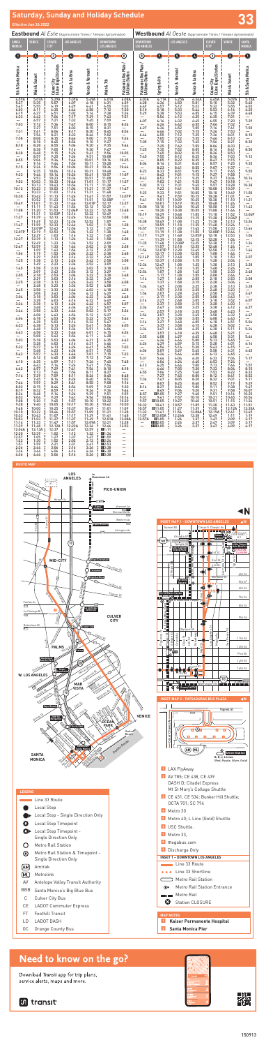# Saturday, Sunday and Holiday Schedule

# 33

**Effective Jun 26 2022**

## Eastbound *Al Este* (Approximate Times / *Tiempos Aproximados*)

| SANTA MONICA | VENICE | CULVER CITY | LOS ANGELES | LOS ANGELES | DOWNTOWN LOS ANGELES | DOWNTOWN LOS ANGELES |
|---|---|---|---|---|---|---|
| 1 | 2 | 3 | 4 | 5 | 6 | 7 |
| 5th & Santa Monica | Main & Sunset | Culver City E Line Rail Station | Venice & La Brea | Venice & Vermont | Main & 7th | Patsaouras Bus Plaza / LA Union Station |
| 4:59A | 5:07A | 5:29A | 5:34A | 5:49A | 6:01A | 6:08A |
| 5:27 | 5:35 | 5:57 | 6:02 | 6:18 | 6:31 | 6:39 |
| 5:45 | 5:53 | 6:15 | 6:20 | 6:36 | 6:50 | 6:58 |
| 6:03 | 6:11 | 6:35 | 6:40 | 6:58 | 7:12 | 7:20 |
| 6:19 | 6:27 | 6:51 | 6:56 | 7:14 | 7:28 | 7:36 |
| — | 6:43 | 7:07 | 7:12 | 7:30 | 7:44 | — |
| — | 6:57 | 7:21 | 7:26 | 7:45 | 7:59 | — |
| 7:03 | 7:12 | 7:36 | 7:42 | 8:00 | 8:15 | 8:24 |
| — | 7:27 | 7:51 | 7:57 | 8:15 | 8:31 | — |
| 7:21 | 7:31 | 7:56 | 8:02 | 8:20 | 8:36 | — |
| 7:38 | 7:48 | 8:13 | 8:19 | 8:37 | 8:54 | 9:03 |
| 7:58 | 8:08 | 8:35 | 8:41 | 9:00 | 9:17 | 9:26 |
| 8:18 | 8:28 | 8:55 | 9:01 | 9:20 | 9:35 | 9:44 |
| — | 8:38 | 9:05 | 9:14 | 9:30 | 9:47 | — |
| 8:36 | 8:48 | 9:15 | 9:21 | 9:41 | 9:56 | 10:05 |
| — | 8:58 | 9:25 | 9:31 | 9:51 | 10:06 | — |
| 8:55 | 9:06 | 9:34 | 9:41 | 10:01 | 10:16 | 10:25 |
| — | 9:16 | 9:44 | 9:51 | 10:11 | 10:26 | — |
| 9:15 | 9:26 | 9:54 | 10:01 | 10:21 | 10:36 | 10:44 |
| 9:33 | 9:45 | 10:14 | 10:20 | 10:41 | 10:57 | 11:07 |
| — | 9:53 | 10:23 | 10:30 | 10:51 | 11:08 | — |
| 9:52 | 10:03 | 10:33 | 10:40 | 11:01 | 11:17 | 11:27 |
| — | 10:13 | 10:43 | 10:50 | 11:11 | 11:28 | — |
| 10:12 | 10:23 | 10:53 | 11:00 | 11:21 | 11:37 | 11:47 |
| — | 10:33 | 11:03 | 11:10 | 11:31 | 11:48 | — |
| 10:30 | 10:42 | 11:13 | 11:20 | 11:41 | 11:57 | 12:07P |
| — | 10:52 | 11:23 | 11:30 | 11:51 | 12:08P | — |
| 10:49 | 11:01 | 11:33 | 11:40 | 12:01P | 12:17 | 12:27 |
| — | 11:11 | 11:42 | 11:50 | 12:12P | 12:29 | — |
| 11:08 | 11:20 | 11:52 | 12:00P | 12:22 | 12:39 | 12:48 |
| — | 11:31 | 12:03P | 12:10 | 12:32 | 12:49 | — |
| 11:27 | 11:39 | 12:12P | 12:20 | 12:42 | 12:59 | 1:09 |
| — | 11:49 | 12:22 | 12:30 | 12:52 | 1:09 | — |
| 11:47 | 11:59 | 12:32 | 12:40 | 1:02 | 1:19 | 1:28 |
| 12:07P | 12:19P | 12:52 | 1:00 | 1:22 | 1:39 | 1:48 |
| 12:27 | 12:39 | 1:12 | 1:20 | 1:42 | 1:59 | 2:08 |
| 12:47 | 12:59 | 1:32 | 1:40 | 2:02 | 2:19 | 2:28 |
| 1:06 | 1:18 | 1:52 | 2:00 | 2:22 | 2:39 | 2:48 |
| 1:26 | 1:38 | 2:12 | 2:20 | 2:42 | 2:59 | 3:08 |
| 1:45 | 1:58 | 2:32 | 2:40 | 3:02 | 3:19 | 3:28 |
| 2:05 | 2:18 | 2:52 | 3:00 | 3:22 | 3:39 | 3:48 |
| 2:25 | 2:38 | 3:12 | 3:20 | 3:42 | 3:59 | 4:08 |
| 2:45 | 2:58 | 3:32 | 3:40 | 4:02 | 4:19 | 4:28 |
| 3:04 | 3:18 | 3:52 | 4:00 | 4:22 | 4:38 | 4:48 |
| 3:24 | 3:38 | 4:12 | 4:20 | 4:42 | 4:57 | 5:07 |
| 3:44 | 3:58 | 4:32 | 4:40 | 5:02 | 5:17 | 5:27 |
| 4:04 | 4:18 | 4:52 | 5:00 | 5:22 | 5:37 | 5:46 |
| 4:23 | 4:38 | 5:12 | 5:20 | 5:41 | 5:56 | 6:05 |
| 4:43 | 4:58 | 5:32 | 5:40 | 6:01 | 6:16 | 6:25 |
| 5:03 | 5:18 | 5:52 | 6:00 | 6:21 | 6:34 | 6:43 |
| 5:22 | 5:38 | 6:12 | 6:20 | 6:41 | 6:54 | 7:03 |
| 5:42 | 5:57 | 6:32 | 6:40 | 7:01 | 7:13 | 7:22 |
| 6:03 | 6:17 | 6:52 | 6:59 | 7:19 | 7:31 | 7:40 |
| 6:23 | 6:37 | 7:11 | 7:18 | 7:37 | 7:49 | 7:58 |
| 6:42 | 6:56 | 7:30 | 7:37 | 7:55 | 8:07 | 8:15 |
| 7:02 | 7:16 | 7:49 | 7:56 | 8:13 | 8:25 | 8:33 |
| 7:24 | 7:38 | 8:10 | 8:16 | 8:33 | 8:45 | 8:52 |
| 7:44 | 7:57 | 8:28 | 8:34 | 8:51 | 9:02 | 9:09 |
| 8:05 | 8:17 | 8:47 | 8:53 | 9:09 | 9:20 | 9:27 |
| 8:27 | 8:38 | 9:07 | 9:13 | 9:28 | 9:39 | 9:46 |
| 8:48 | 8:59 | 9:28 | 9:34 | 9:49 | 10:00 | 10:06 |
| 9:08 | 9:19 | 9:48 | 9:54 | 10:09 | 10:20 | 10:26 |
| 9:28 | 9:39 | 10:07 | 10:13 | 10:28 | 10:39 | 10:45 |
| 9:48 | 9:59 | 10:27 | 10:33 | 10:48 | 10:59 | 11:05 |
| 10:10 | 10:21 | 10:49 | 10:55 | 11:10 | 11:21 | 11:26 |
| 10:31 | 10:42 | 11:10 | 11:16 | 11:31 | 11:42 | 11:47 |
| 10:51 | 11:02 | 11:30 | 11:36 | 11:51 | 12:02A | 12:07A |
| 11:13 | 11:24 | 11:51 | 11:57 | 12:12A | 12:23 | 12:28 |
| 11:34 | 11:45 | 12:12A | 12:18 | 12:33 | 12:44 | 12:49 |
| 12:04A | 12:15A | 12:42 | 12:48 | 1:02 | 1:13 | 1:18 |
| 12:32 | 12:43 | 1:10 | 1:16 | 1:30 | 1:41 | — |
| 1:01 | 1:12 | 1:39 | 1:45 | 1:59 | 2:10 | — |
| 1:31 | 1:42 | 2:09 | 2:15 | 2:29 | 2:40 | — |
| 2:02 | 2:12 | 2:39 | 2:45 | 2:59 | 3:10 | — |
| 2:33 | 2:43 | 3:10 | 3:16 | 3:30 | 3:41 | — |
| 3:04 | 3:14 | 3:41 | 3:47 | 4:01 | 4:12 | — |
| 3:34 | 3:44 | 4:11 | 4:17 | 4:31 | 4:42 | — |

## Westbound *Al Oeste* (Approximate Times / *Tiempos Aproximados*)

| DOWNTOWN LOS ANGELES | DOWNTOWN LOS ANGELES | LOS ANGELES | LOS ANGELES | CULVER CITY | VENICE | SANTA MONICA |
|---|---|---|---|---|---|---|
| 7 | 6 | 5 | 4 | 3 | 2 | 1 |
| Patsaouras Bus Plaza / LA Union Station | Spring & 6th | Venice & Vermont | Venice & La Brea | Culver City E Line Rail Station | Main & Sunset | 5th & Santa Monica |
| 4:03A | 4:11A | 4:25A | 4:36A | 4:45A | 5:07A | 5:15A |
| 4:35 | 4:43 | 4:57 | 5:09 | 5:19 | 5:41 | 5:49 |
| 5:02 | 5:10 | 5:25 | 5:37 | 5:47 | 6:10 | 6:18 |
| 5:29 | 5:38 | 5:53 | 6:05 | 6:15 | 6:39 | 6:48 |
| — | 5:56 | 6:12 | 6:25 | 6:35 | 7:00 | — |
| 6:06 | 6:15 | 6:32 | 6:45 | 6:55 | 7:21 | 7:30 |
| 6:27 | 6:36 | 6:52 | 7:05 | 7:16 | 7:42 | 7:51 |
| — | 6:55 | 7:12 | 7:25 | 7:36 | 8:02 | — |
| 7:05 | 7:15 | 7:32 | 7:45 | 7:56 | 8:22 | 8:31 |
| 7:25 | 7:35 | 7:52 | 8:05 | 8:16 | 8:42 | 8:51 |
| 7:45 | 7:55 | 8:12 | 8:25 | 8:36 | 9:03 | 9:12 |
| 8:04 | 8:14 | 8:31 | 8:45 | 8:56 | 9:23 | 9:32 |
| — | 8:33 | 8:51 | 9:05 | 9:17 | 9:44 | — |
| 8:23 | 8:33 | 8:51 | 9:05 | 9:17 | 9:44 | 9:53 |
| — | 8:52 | 9:11 | 9:25 | 9:37 | 10:04 | — |
| 8:42 | 8:53 | 9:11 | 9:25 | 9:37 | 10:06 | 10:16 |
| — | 9:03 | 9:21 | 9:35 | 9:47 | 10:16 | — |
| 9:02 | 9:13 | 9:31 | 9:45 | 9:57 | 10:26 | 10:36 |
| — | 9:23 | 9:41 | 9:55 | 10:08 | 10:37 | — |
| 9:22 | 9:33 | 9:51 | 10:05 | 10:18 | 10:47 | 10:57 |
| — | 9:41 | 10:00 | 10:15 | 10:28 | 10:58 | — |
| 9:41 | 9:51 | 10:10 | 10:25 | 10:38 | 11:08 | 11:18 |
| — | 10:01 | 10:20 | 10:35 | 10:49 | 11:19 | — |
| 10:00 | 10:10 | 10:30 | 10:45 | 10:59 | 11:29 | 11:39 |
| — | 10:20 | 10:40 | 10:55 | 11:09 | 11:40 | — |
| 10:19 | 10:29 | 10:50 | 11:05 | 11:19 | 11:50 | 12:00P |
| — | 10:39 | 11:00 | 11:15 | 11:30 | 12:01P | — |
| 10:38 | 10:49 | 11:10 | 11:25 | 11:40 | 12:11P | 12:21 |
| — | 10:59 | 11:20 | 11:35 | 11:50 | 12:22 | — |
| 10:57 | 11:09 | 11:30 | 11:45 | 12:00P | 12:32 | 12:43 |
| — | 11:19 | 11:40 | 11:55 | 12:10 | 12:43 | — |
| 11:17 | 11:29 | 11:50 | 12:05P | 12:21 | 12:53 | 1:04 |
| — | 11:39 | 12:00P | 12:15 | 12:31 | 1:04 | — |
| 11:37 | 11:48 | 12:10P | 12:25 | 12:41 | 1:14 | 1:26 |
| 11:57 | 12:09P | 12:30 | 12:45 | 1:01 | 1:35 | 1:47 |
| 12:16P | 12:27 | 12:50 | 1:05 | 1:21 | 1:55 | 2:07 |
| 12:36 | 12:47 | 1:10 | 1:25 | 1:41 | 2:15 | 2:27 |
| 12:56 | 1:07 | 1:30 | 1:45 | 2:01 | 2:35 | 2:47 |
| 1:16 | 1:27 | 1:50 | 2:05 | 2:21 | 2:55 | 3:07 |
| 1:36 | 1:47 | 2:10 | 2:25 | 2:41 | 3:15 | 3:27 |
| 1:56 | 2:07 | 2:30 | 2:45 | 3:01 | 3:35 | 3:47 |
| 2:16 | 2:27 | 2:50 | 3:05 | 3:21 | 3:55 | 4:07 |
| 2:36 | 2:47 | 3:10 | 3:25 | 3:41 | 4:15 | 4:27 |
| 2:56 | 3:07 | 3:30 | 3:45 | 4:01 | 4:35 | 4:47 |
| 3:16 | 3:27 | 3:50 | 4:05 | 4:21 | 4:55 | 5:07 |
| 3:36 | 3:47 | 4:10 | 4:25 | 4:41 | 5:15 | 5:27 |
| 3:56 | 4:07 | 4:30 | 4:45 | 5:01 | 5:35 | 5:47 |
| 4:16 | 4:27 | 4:50 | 5:05 | 5:21 | 5:55 | 6:07 |
| 4:36 | 4:47 | 5:10 | 5:25 | 5:41 | 6:15 | 6:27 |
| 4:56 | 5:07 | 5:30 | 5:45 | 6:01 | 6:35 | 6:47 |
| 5:16 | 5:27 | 5:50 | 6:05 | 6:21 | 6:53 | 7:04 |
| 5:36 | 5:47 | 6:10 | 6:25 | 6:40 | 7:12 | 7:23 |
| 5:57 | 6:08 | 6:31 | 6:45 | 7:00 | 7:31 | 7:42 |
| 6:18 | 6:29 | 6:51 | 7:05 | 7:20 | 7:50 | 8:01 |
| 6:40 | 6:50 | 7:12 | 7:25 | 7:39 | 8:08 | 8:19 |
| 7:01 | 7:11 | 7:32 | 7:45 | 7:59 | 8:27 | 8:37 |
| 7:23 | 7:33 | 7:53 | 8:05 | 8:18 | 8:45 | 8:55 |
| 7:45 | 7:55 | 8:14 | 8:25 | 8:38 | 9:04 | 9:13 |
| 8:07 | 8:16 | 8:35 | 8:46 | 8:59 | 9:24 | 9:33 |
| 8:30 | 8:39 | 8:57 | 9:08 | 9:20 | 9:44 | 9:53 |
| 8:53 | 9:02 | 9:19 | 9:30 | 9:42 | 10:05 | 10:14 |
| 9:16 | 9:25 | 9:42 | 9:52 | 10:03 | 10:26 | 10:34 |
| 9:40 | 9:48 | 10:04 | 10:14 | 10:25 | 10:47 | 10:55 |
| 10:04 | 10:12 | 10:28 | 10:38 | 10:48 | 11:10 | 11:18 |
| 10:28 | 10:36 | 10:51 | 11:01 | 11:11 | 11:32 | 11:40 |
| 10:54 | 11:02 | 11:17 | 11:26 | 11:36 | 11:57 | 12:05A |
| 11:22 | 11:30 | 11:44 | 11:53 | 12:03A | 12:23A | 12:31 |
| 11:52 | 12:00A | 12:14A | 12:23A | 12:32 | 12:52 | 1:00 |
| 12:22A | 12:30 | 12:43 | 12:52 | 1:01 | 1:20 | 1:28 |
| 12:52 | 1:00 | 1:13 | 1:22 | 1:31 | 1:50 | 1:58 |
| 1:22 | 1:30 | 1:43 | 1:52 | 2:01 | 2:20 | 2:28 |
| 1:52 | 2:00 | 2:13 | 2:22 | 2:31 | 2:49 | 2:57 |
| 2:22 | 2:30 | 2:43 | 2:52 | 3:01 | 3:19 | 3:27 |
| 2:52 | 3:00 | 3:13 | 3:22 | 3:31 | 3:49 | 3:57 |
| 3:22 | 3:30 | 3:43 | 3:52 | 4:01 | 4:19 | 4:27 |

## ROUTE MAP

LOS ANGELES
Downtown LA
PICO-UNION
MID-CITY
CULVER CITY
PALMS
MAR VISTA
W. LOS ANGELES
SANTA MONICA
VENICE
OCEAN PARK
Pacific Ocean
Marina del Rey

### INSET MAP 1 – DOWNTOWN LOS ANGELES

### INSET MAP 2 – PATSAOURAS BUS PLAZA

### LEGEND

- Line 33 Route
- Local Stop
- Local Stop – Single Direction Only
- Local Stop Timepoint
- Local Stop Timepoint – Single Direction Only
- Metro Rail Station
- Metro Rail Station & Timepoint – Single Direction Only
- AM Amtrak
- ML Metrolink
- AV Antelope Valley Transit Authority
- BBB Santa Monica's Big Blue Bus
- C Culver City Bus
- CE LADOT Commuter Express
- FT Foothill Transit
- LD LADOT DASH
- OC Orange County Bus

**INSET 1 – DOWNTOWN LOS ANGELES**

- Line 33 Route
- Line 33 Shortline
- Metro Rail Station
- Metro Rail Station Entrance
- Metro Rail
- Station CLOSURE

1. LAX FlyAway
2. AV 785; CE 438, CE 439; DASH D; Citadel Express; MI St Mary's College Shuttle
3. CE 431, CE 534; Bunker Hill Shuttle; OCTA 701; SC 794
4. Metro 30
5. Metro 40; L Line (Gold) Shuttle
6. USC Shuttle.
7. Metro 33,
8. megabus.com
9. Discharge Only

**MAP NOTES**

1. Kaiser Permanente Hospital
2. Santa Monica Pier

## Need to know on the go?

Download Transit app for trip plans, service alerts, maps and more.

transit

150913